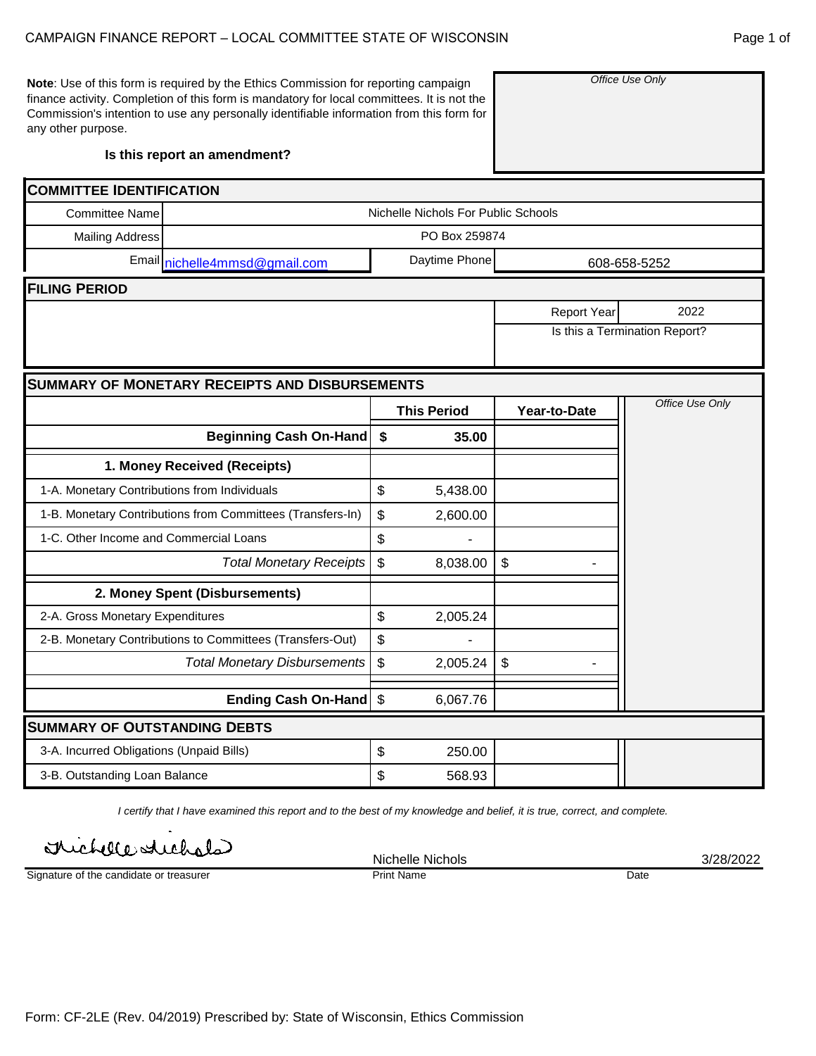# CAMPAIGN FINANCE REPORT – LOCAL COMMITTEE STATE OF WISCONSIN

**Note**: Use of this form is required by the Ethics Commission for reporting campaign finance activity. Completion of this form is mandatory for local committees. It is not the Commission's intention to use any personally identifiable information from this form for any other purpose.

**Is this report an amendment?**

*Office Use Only*

## COMMITTEE IDENTIFICATION

| | | | |
|---|---|---|---|
| Committee Name | Nichelle Nichols For Public Schools | | |
| Mailing Address | PO Box 259874 | | |
| Email | nichelle4mmsd@gmail.com | Daytime Phone | 608-658-5252 |

## FILING PERIOD

| | |
|---|---|
| Report Year | 2022 |
| Is this a Termination Report? | |

## SUMMARY OF MONETARY RECEIPTS AND DISBURSEMENTS

| | This Period | Year-to-Date | *Office Use Only* |
|---|---|---|---|
| **Beginning Cash On-Hand** | **$ 35.00** | | |
| **1. Money Received (Receipts)** | | | |
| 1-A. Monetary Contributions from Individuals | $ 5,438.00 | | |
| 1-B. Monetary Contributions from Committees (Transfers-In) | $ 2,600.00 | | |
| 1-C. Other Income and Commercial Loans | $ - | | |
| *Total Monetary Receipts* | $ 8,038.00 | $ - | |
| **2. Money Spent (Disbursements)** | | | |
| 2-A. Gross Monetary Expenditures | $ 2,005.24 | | |
| 2-B. Monetary Contributions to Committees (Transfers-Out) | $ - | | |
| *Total Monetary Disbursements* | $ 2,005.24 | $ - | |
| **Ending Cash On-Hand** | $ 6,067.76 | | |

## SUMMARY OF OUTSTANDING DEBTS

| | | | |
|---|---|---|---|
| 3-A. Incurred Obligations (Unpaid Bills) | $ 250.00 | | |
| 3-B. Outstanding Loan Balance | $ 568.93 | | |

*I certify that I have examined this report and to the best of my knowledge and belief, it is true, correct, and complete.*

| Signature of the candidate or treasurer | Print Name | Date |
|---|---|---|
| Nichelle Nichols | Nichelle Nichols | 3/28/2022 |

Form: CF-2LE (Rev. 04/2019) Prescribed by: State of Wisconsin, Ethics Commission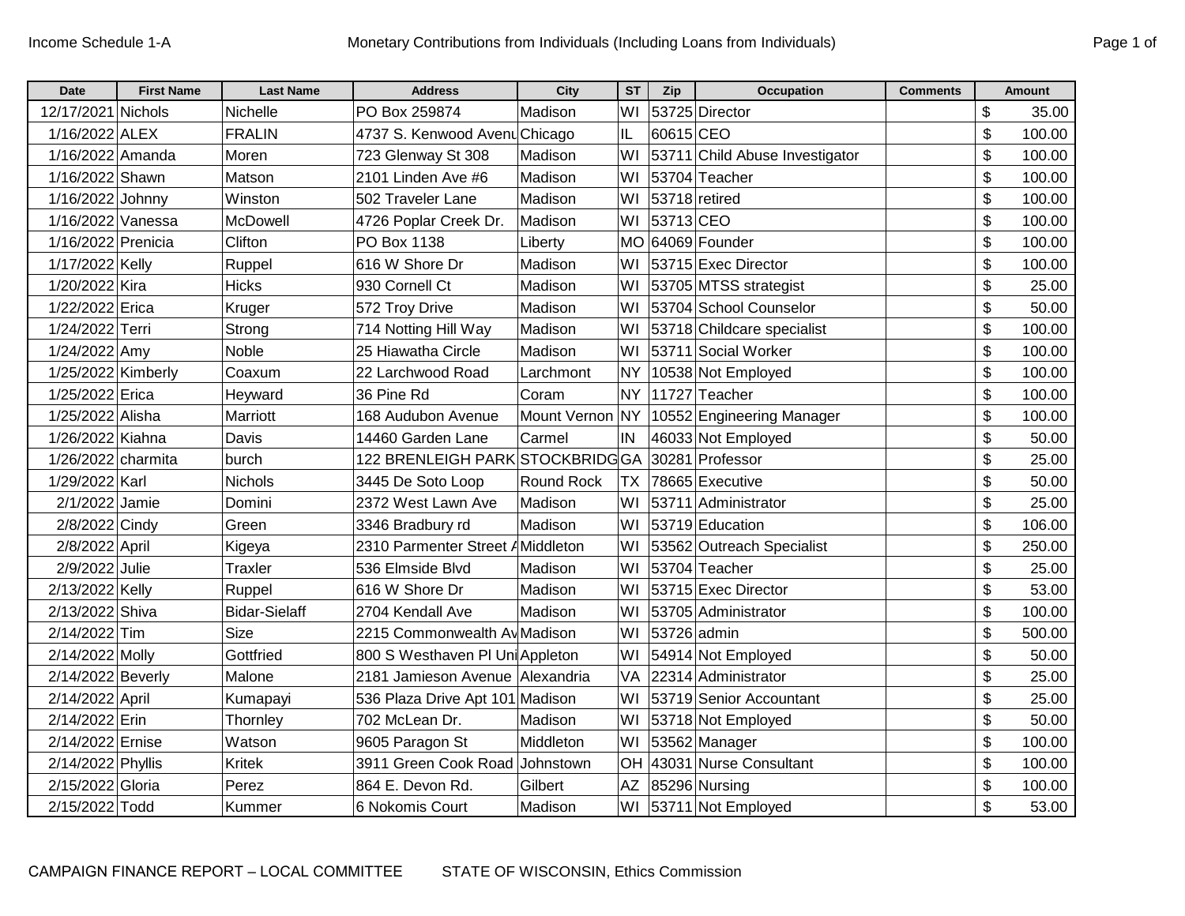Income Schedule 1-A — Monetary Contributions from Individuals (Including Loans from Individuals)

| Date | First Name | Last Name | Address | City | ST | Zip | Occupation | Comments | Amount |
|---|---|---|---|---|---|---|---|---|---|
| 12/17/2021 | Nichols | Nichelle | PO Box 259874 | Madison | WI | 53725 | Director | | $ 35.00 |
| 1/16/2022 | ALEX | FRALIN | 4737 S. Kenwood Avenu | Chicago | IL | 60615 | CEO | | $ 100.00 |
| 1/16/2022 | Amanda | Moren | 723 Glenway St 308 | Madison | WI | 53711 | Child Abuse Investigator | | $ 100.00 |
| 1/16/2022 | Shawn | Matson | 2101 Linden Ave #6 | Madison | WI | 53704 | Teacher | | $ 100.00 |
| 1/16/2022 | Johnny | Winston | 502 Traveler Lane | Madison | WI | 53718 | retired | | $ 100.00 |
| 1/16/2022 | Vanessa | McDowell | 4726 Poplar Creek Dr. | Madison | WI | 53713 | CEO | | $ 100.00 |
| 1/16/2022 | Prenicia | Clifton | PO Box 1138 | Liberty | MO | 64069 | Founder | | $ 100.00 |
| 1/17/2022 | Kelly | Ruppel | 616 W Shore Dr | Madison | WI | 53715 | Exec Director | | $ 100.00 |
| 1/20/2022 | Kira | Hicks | 930 Cornell Ct | Madison | WI | 53705 | MTSS strategist | | $ 25.00 |
| 1/22/2022 | Erica | Kruger | 572 Troy Drive | Madison | WI | 53704 | School Counselor | | $ 50.00 |
| 1/24/2022 | Terri | Strong | 714 Notting Hill Way | Madison | WI | 53718 | Childcare specialist | | $ 100.00 |
| 1/24/2022 | Amy | Noble | 25 Hiawatha Circle | Madison | WI | 53711 | Social Worker | | $ 100.00 |
| 1/25/2022 | Kimberly | Coaxum | 22 Larchwood Road | Larchmont | NY | 10538 | Not Employed | | $ 100.00 |
| 1/25/2022 | Erica | Heyward | 36 Pine Rd | Coram | NY | 11727 | Teacher | | $ 100.00 |
| 1/25/2022 | Alisha | Marriott | 168 Audubon Avenue | Mount Vernon | NY | 10552 | Engineering Manager | | $ 100.00 |
| 1/26/2022 | Kiahna | Davis | 14460 Garden Lane | Carmel | IN | 46033 | Not Employed | | $ 50.00 |
| 1/26/2022 | charmita | burch | 122 BRENLEIGH PARK | STOCKBRIDG | GA | 30281 | Professor | | $ 25.00 |
| 1/29/2022 | Karl | Nichols | 3445 De Soto Loop | Round Rock | TX | 78665 | Executive | | $ 50.00 |
| 2/1/2022 | Jamie | Domini | 2372 West Lawn Ave | Madison | WI | 53711 | Administrator | | $ 25.00 |
| 2/8/2022 | Cindy | Green | 3346 Bradbury rd | Madison | WI | 53719 | Education | | $ 106.00 |
| 2/8/2022 | April | Kigeya | 2310 Parmenter Street A | Middleton | WI | 53562 | Outreach Specialist | | $ 250.00 |
| 2/9/2022 | Julie | Traxler | 536 Elmside Blvd | Madison | WI | 53704 | Teacher | | $ 25.00 |
| 2/13/2022 | Kelly | Ruppel | 616 W Shore Dr | Madison | WI | 53715 | Exec Director | | $ 53.00 |
| 2/13/2022 | Shiva | Bidar-Sielaff | 2704 Kendall Ave | Madison | WI | 53705 | Administrator | | $ 100.00 |
| 2/14/2022 | Tim | Size | 2215 Commonwealth Av | Madison | WI | 53726 | admin | | $ 500.00 |
| 2/14/2022 | Molly | Gottfried | 800 S Westhaven Pl Uni | Appleton | WI | 54914 | Not Employed | | $ 50.00 |
| 2/14/2022 | Beverly | Malone | 2181 Jamieson Avenue | Alexandria | VA | 22314 | Administrator | | $ 25.00 |
| 2/14/2022 | April | Kumapayi | 536 Plaza Drive Apt 101 | Madison | WI | 53719 | Senior Accountant | | $ 25.00 |
| 2/14/2022 | Erin | Thornley | 702 McLean Dr. | Madison | WI | 53718 | Not Employed | | $ 50.00 |
| 2/14/2022 | Ernise | Watson | 9605 Paragon St | Middleton | WI | 53562 | Manager | | $ 100.00 |
| 2/14/2022 | Phyllis | Kritek | 3911 Green Cook Road | Johnstown | OH | 43031 | Nurse Consultant | | $ 100.00 |
| 2/15/2022 | Gloria | Perez | 864 E. Devon Rd. | Gilbert | AZ | 85296 | Nursing | | $ 100.00 |
| 2/15/2022 | Todd | Kummer | 6 Nokomis Court | Madison | WI | 53711 | Not Employed | | $ 53.00 |

CAMPAIGN FINANCE REPORT – LOCAL COMMITTEE    STATE OF WISCONSIN, Ethics Commission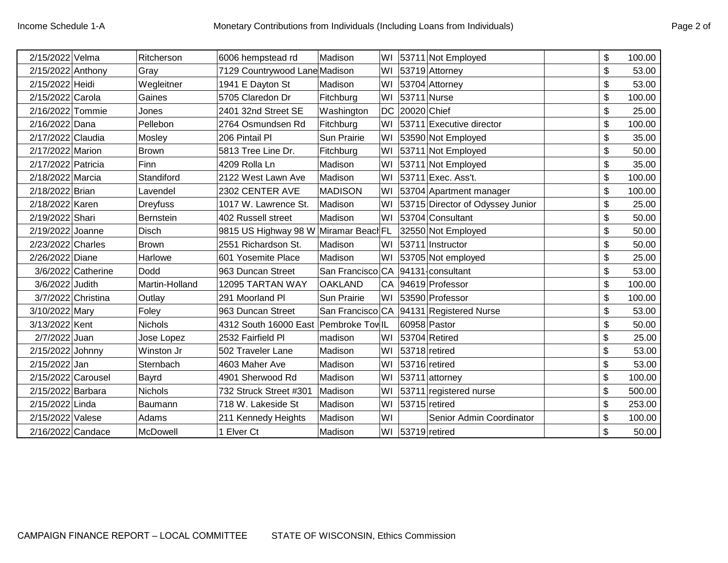Income Schedule 1-A — Monetary Contributions from Individuals (Including Loans from Individuals)

| Date | First Name | Last Name | Address | City | State | Zip | Occupation | | | Amount |
|---|---|---|---|---|---|---|---|---|---|---|
| 2/15/2022 | Velma | Ritcherson | 6006 hempstead rd | Madison | WI | 53711 | Not Employed | | $ | 100.00 |
| 2/15/2022 | Anthony | Gray | 7129 Countrywood Lane | Madison | WI | 53719 | Attorney | | $ | 53.00 |
| 2/15/2022 | Heidi | Wegleitner | 1941 E Dayton St | Madison | WI | 53704 | Attorney | | $ | 53.00 |
| 2/15/2022 | Carola | Gaines | 5705 Claredon Dr | Fitchburg | WI | 53711 | Nurse | | $ | 100.00 |
| 2/16/2022 | Tommie | Jones | 2401 32nd Street SE | Washington | DC | 20020 | Chief | | $ | 25.00 |
| 2/16/2022 | Dana | Pellebon | 2764 Osmundsen Rd | Fitchburg | WI | 53711 | Executive director | | $ | 100.00 |
| 2/17/2022 | Claudia | Mosley | 206 Pintail Pl | Sun Prairie | WI | 53590 | Not Employed | | $ | 35.00 |
| 2/17/2022 | Marion | Brown | 5813 Tree Line Dr. | Fitchburg | WI | 53711 | Not Employed | | $ | 50.00 |
| 2/17/2022 | Patricia | Finn | 4209 Rolla Ln | Madison | WI | 53711 | Not Employed | | $ | 35.00 |
| 2/18/2022 | Marcia | Standiford | 2122 West Lawn Ave | Madison | WI | 53711 | Exec. Ass't. | | $ | 100.00 |
| 2/18/2022 | Brian | Lavendel | 2302 CENTER AVE | MADISON | WI | 53704 | Apartment manager | | $ | 100.00 |
| 2/18/2022 | Karen | Dreyfuss | 1017 W. Lawrence St. | Madison | WI | 53715 | Director of Odyssey Junior | | $ | 25.00 |
| 2/19/2022 | Shari | Bernstein | 402 Russell street | Madison | WI | 53704 | Consultant | | $ | 50.00 |
| 2/19/2022 | Joanne | Disch | 9815 US Highway 98 W | Miramar Beach | FL | 32550 | Not Employed | | $ | 50.00 |
| 2/23/2022 | Charles | Brown | 2551 Richardson St. | Madison | WI | 53711 | Instructor | | $ | 50.00 |
| 2/26/2022 | Diane | Harlowe | 601 Yosemite Place | Madison | WI | 53705 | Not employed | | $ | 25.00 |
| 3/6/2022 | Catherine | Dodd | 963 Duncan Street | San Francisco | CA | 94131- | consultant | | $ | 53.00 |
| 3/6/2022 | Judith | Martin-Holland | 12095 TARTAN WAY | OAKLAND | CA | 94619 | Professor | | $ | 100.00 |
| 3/7/2022 | Christina | Outlay | 291 Moorland Pl | Sun Prairie | WI | 53590 | Professor | | $ | 100.00 |
| 3/10/2022 | Mary | Foley | 963 Duncan Street | San Francisco | CA | 94131 | Registered Nurse | | $ | 53.00 |
| 3/13/2022 | Kent | Nichols | 4312 South 16000 East | Pembroke Tow | IL | 60958 | Pastor | | $ | 50.00 |
| 2/7/2022 | Juan | Jose Lopez | 2532 Fairfield Pl | madison | WI | 53704 | Retired | | $ | 25.00 |
| 2/15/2022 | Johnny | Winston Jr | 502 Traveler Lane | Madison | WI | 53718 | retired | | $ | 53.00 |
| 2/15/2022 | Jan | Sternbach | 4603 Maher Ave | Madison | WI | 53716 | retired | | $ | 53.00 |
| 2/15/2022 | Carousel | Bayrd | 4901 Sherwood Rd | Madison | WI | 53711 | attorney | | $ | 100.00 |
| 2/15/2022 | Barbara | Nichols | 732 Struck Street #301 | Madison | WI | 53711 | registered nurse | | $ | 500.00 |
| 2/15/2022 | Linda | Baumann | 718 W. Lakeside St | Madison | WI | 53715 | retired | | $ | 253.00 |
| 2/15/2022 | Valese | Adams | 211 Kennedy Heights | Madison | WI | | Senior Admin Coordinator | | $ | 100.00 |
| 2/16/2022 | Candace | McDowell | 1 Elver Ct | Madison | WI | 53719 | retired | | $ | 50.00 |

CAMPAIGN FINANCE REPORT – LOCAL COMMITTEE    STATE OF WISCONSIN, Ethics Commission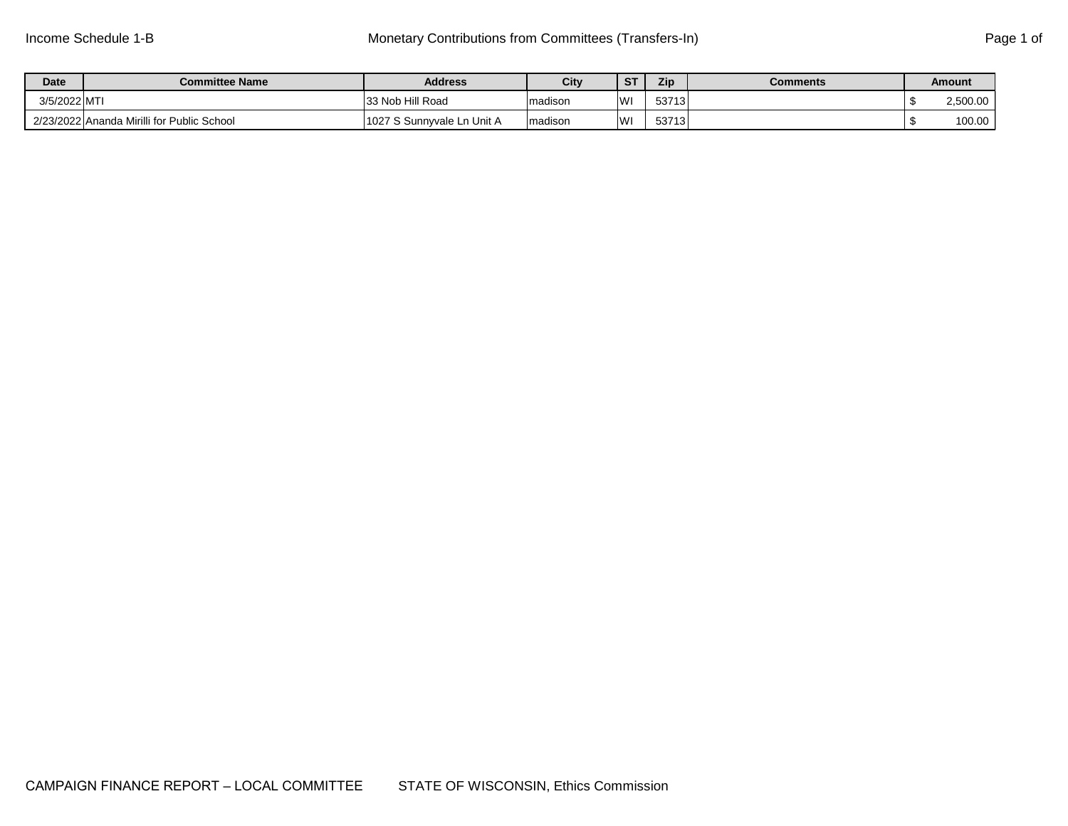Income Schedule 1-B

# Monetary Contributions from Committees (Transfers-In)

| Date | Committee Name | Address | City | ST | Zip | Comments | Amount |
|---|---|---|---|---|---|---|---|
| 3/5/2022 | MTI | 33 Nob Hill Road | madison | WI | 53713 | | $ 2,500.00 |
| 2/23/2022 | Ananda Mirilli for Public School | 1027 S Sunnyvale Ln Unit A | madison | WI | 53713 | | $ 100.00 |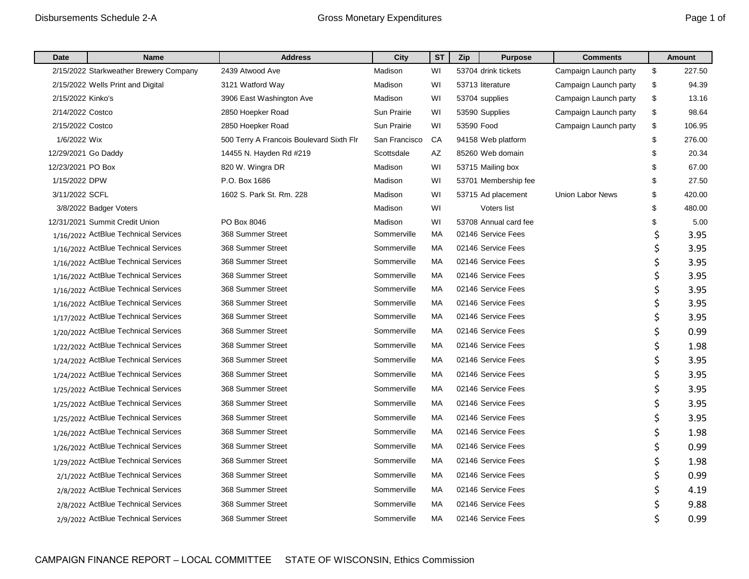Disbursements Schedule 2-A

Gross Monetary Expenditures

| Date | Name | Address | City | ST | Zip | Purpose | Comments | Amount |
|---|---|---|---|---|---|---|---|---|
| 2/15/2022 | Starkweather Brewery Company | 2439 Atwood Ave | Madison | WI | 53704 | drink tickets | Campaign Launch party | $ 227.50 |
| 2/15/2022 | Wells Print and Digital | 3121 Watford Way | Madison | WI | 53713 | literature | Campaign Launch party | $ 94.39 |
| 2/15/2022 | Kinko's | 3906 East Washington Ave | Madison | WI | 53704 | supplies | Campaign Launch party | $ 13.16 |
| 2/14/2022 | Costco | 2850 Hoepker Road | Sun Prairie | WI | 53590 | Supplies | Campaign Launch party | $ 98.64 |
| 2/15/2022 | Costco | 2850 Hoepker Road | Sun Prairie | WI | 53590 | Food | Campaign Launch party | $ 106.95 |
| 1/6/2022 | Wix | 500 Terry A Francois Boulevard Sixth Flr | San Francisco | CA | 94158 | Web platform | | $ 276.00 |
| 12/29/2021 | Go Daddy | 14455 N. Hayden Rd #219 | Scottsdale | AZ | 85260 | Web domain | | $ 20.34 |
| 12/23/2021 | PO Box | 820 W. Wingra DR | Madison | WI | 53715 | Mailing box | | $ 67.00 |
| 1/15/2022 | DPW | P.O. Box 1686 | Madison | WI | 53701 | Membership fee | | $ 27.50 |
| 3/11/2022 | SCFL | 1602 S. Park St. Rm. 228 | Madison | WI | 53715 | Ad placement | Union Labor News | $ 420.00 |
| 3/8/2022 | Badger Voters | | Madison | WI | | Voters list | | $ 480.00 |
| 12/31/2021 | Summit Credit Union | PO Box 8046 | Madison | WI | 53708 | Annual card fee | | $ 5.00 |
| 1/16/2022 | ActBlue Technical Services | 368 Summer Street | Sommerville | MA | 02146 | Service Fees | | $ 3.95 |
| 1/16/2022 | ActBlue Technical Services | 368 Summer Street | Sommerville | MA | 02146 | Service Fees | | $ 3.95 |
| 1/16/2022 | ActBlue Technical Services | 368 Summer Street | Sommerville | MA | 02146 | Service Fees | | $ 3.95 |
| 1/16/2022 | ActBlue Technical Services | 368 Summer Street | Sommerville | MA | 02146 | Service Fees | | $ 3.95 |
| 1/16/2022 | ActBlue Technical Services | 368 Summer Street | Sommerville | MA | 02146 | Service Fees | | $ 3.95 |
| 1/16/2022 | ActBlue Technical Services | 368 Summer Street | Sommerville | MA | 02146 | Service Fees | | $ 3.95 |
| 1/17/2022 | ActBlue Technical Services | 368 Summer Street | Sommerville | MA | 02146 | Service Fees | | $ 3.95 |
| 1/20/2022 | ActBlue Technical Services | 368 Summer Street | Sommerville | MA | 02146 | Service Fees | | $ 0.99 |
| 1/22/2022 | ActBlue Technical Services | 368 Summer Street | Sommerville | MA | 02146 | Service Fees | | $ 1.98 |
| 1/24/2022 | ActBlue Technical Services | 368 Summer Street | Sommerville | MA | 02146 | Service Fees | | $ 3.95 |
| 1/24/2022 | ActBlue Technical Services | 368 Summer Street | Sommerville | MA | 02146 | Service Fees | | $ 3.95 |
| 1/25/2022 | ActBlue Technical Services | 368 Summer Street | Sommerville | MA | 02146 | Service Fees | | $ 3.95 |
| 1/25/2022 | ActBlue Technical Services | 368 Summer Street | Sommerville | MA | 02146 | Service Fees | | $ 3.95 |
| 1/25/2022 | ActBlue Technical Services | 368 Summer Street | Sommerville | MA | 02146 | Service Fees | | $ 3.95 |
| 1/26/2022 | ActBlue Technical Services | 368 Summer Street | Sommerville | MA | 02146 | Service Fees | | $ 1.98 |
| 1/26/2022 | ActBlue Technical Services | 368 Summer Street | Sommerville | MA | 02146 | Service Fees | | $ 0.99 |
| 1/29/2022 | ActBlue Technical Services | 368 Summer Street | Sommerville | MA | 02146 | Service Fees | | $ 1.98 |
| 2/1/2022 | ActBlue Technical Services | 368 Summer Street | Sommerville | MA | 02146 | Service Fees | | $ 0.99 |
| 2/8/2022 | ActBlue Technical Services | 368 Summer Street | Sommerville | MA | 02146 | Service Fees | | $ 4.19 |
| 2/8/2022 | ActBlue Technical Services | 368 Summer Street | Sommerville | MA | 02146 | Service Fees | | $ 9.88 |
| 2/9/2022 | ActBlue Technical Services | 368 Summer Street | Sommerville | MA | 02146 | Service Fees | | $ 0.99 |

CAMPAIGN FINANCE REPORT – LOCAL COMMITTEE STATE OF WISCONSIN, Ethics Commission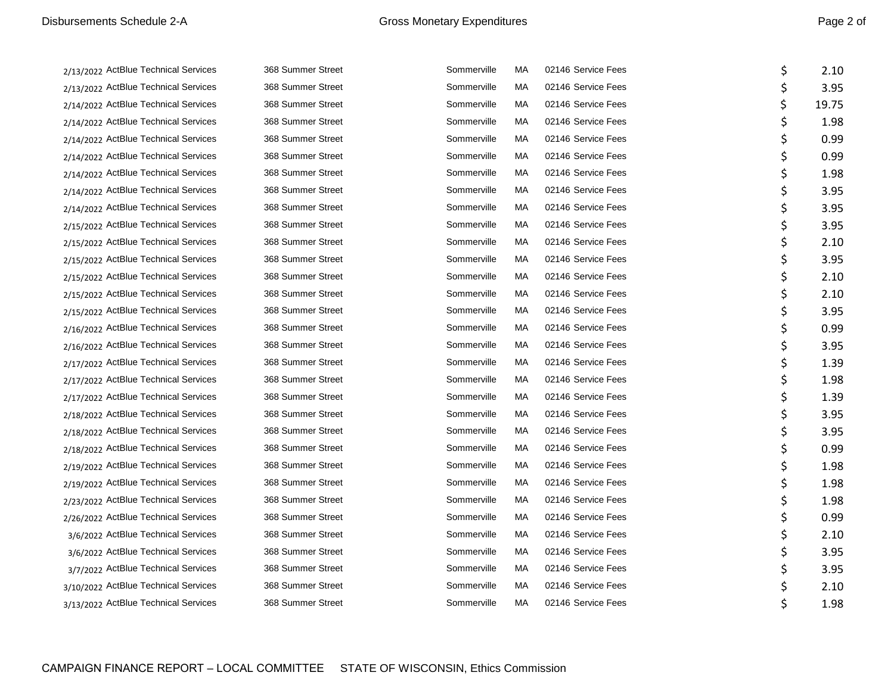| Date | Name | Address | City | State | Zip | Purpose | Amount |
|---|---|---|---|---|---|---|---|
| 2/13/2022 | ActBlue Technical Services | 368 Summer Street | Sommerville | MA | 02146 | Service Fees | $ 2.10 |
| 2/13/2022 | ActBlue Technical Services | 368 Summer Street | Sommerville | MA | 02146 | Service Fees | $ 3.95 |
| 2/14/2022 | ActBlue Technical Services | 368 Summer Street | Sommerville | MA | 02146 | Service Fees | $ 19.75 |
| 2/14/2022 | ActBlue Technical Services | 368 Summer Street | Sommerville | MA | 02146 | Service Fees | $ 1.98 |
| 2/14/2022 | ActBlue Technical Services | 368 Summer Street | Sommerville | MA | 02146 | Service Fees | $ 0.99 |
| 2/14/2022 | ActBlue Technical Services | 368 Summer Street | Sommerville | MA | 02146 | Service Fees | $ 0.99 |
| 2/14/2022 | ActBlue Technical Services | 368 Summer Street | Sommerville | MA | 02146 | Service Fees | $ 1.98 |
| 2/14/2022 | ActBlue Technical Services | 368 Summer Street | Sommerville | MA | 02146 | Service Fees | $ 3.95 |
| 2/14/2022 | ActBlue Technical Services | 368 Summer Street | Sommerville | MA | 02146 | Service Fees | $ 3.95 |
| 2/15/2022 | ActBlue Technical Services | 368 Summer Street | Sommerville | MA | 02146 | Service Fees | $ 3.95 |
| 2/15/2022 | ActBlue Technical Services | 368 Summer Street | Sommerville | MA | 02146 | Service Fees | $ 2.10 |
| 2/15/2022 | ActBlue Technical Services | 368 Summer Street | Sommerville | MA | 02146 | Service Fees | $ 3.95 |
| 2/15/2022 | ActBlue Technical Services | 368 Summer Street | Sommerville | MA | 02146 | Service Fees | $ 2.10 |
| 2/15/2022 | ActBlue Technical Services | 368 Summer Street | Sommerville | MA | 02146 | Service Fees | $ 2.10 |
| 2/15/2022 | ActBlue Technical Services | 368 Summer Street | Sommerville | MA | 02146 | Service Fees | $ 3.95 |
| 2/16/2022 | ActBlue Technical Services | 368 Summer Street | Sommerville | MA | 02146 | Service Fees | $ 0.99 |
| 2/16/2022 | ActBlue Technical Services | 368 Summer Street | Sommerville | MA | 02146 | Service Fees | $ 3.95 |
| 2/17/2022 | ActBlue Technical Services | 368 Summer Street | Sommerville | MA | 02146 | Service Fees | $ 1.39 |
| 2/17/2022 | ActBlue Technical Services | 368 Summer Street | Sommerville | MA | 02146 | Service Fees | $ 1.98 |
| 2/17/2022 | ActBlue Technical Services | 368 Summer Street | Sommerville | MA | 02146 | Service Fees | $ 1.39 |
| 2/18/2022 | ActBlue Technical Services | 368 Summer Street | Sommerville | MA | 02146 | Service Fees | $ 3.95 |
| 2/18/2022 | ActBlue Technical Services | 368 Summer Street | Sommerville | MA | 02146 | Service Fees | $ 3.95 |
| 2/18/2022 | ActBlue Technical Services | 368 Summer Street | Sommerville | MA | 02146 | Service Fees | $ 0.99 |
| 2/19/2022 | ActBlue Technical Services | 368 Summer Street | Sommerville | MA | 02146 | Service Fees | $ 1.98 |
| 2/19/2022 | ActBlue Technical Services | 368 Summer Street | Sommerville | MA | 02146 | Service Fees | $ 1.98 |
| 2/23/2022 | ActBlue Technical Services | 368 Summer Street | Sommerville | MA | 02146 | Service Fees | $ 1.98 |
| 2/26/2022 | ActBlue Technical Services | 368 Summer Street | Sommerville | MA | 02146 | Service Fees | $ 0.99 |
| 3/6/2022 | ActBlue Technical Services | 368 Summer Street | Sommerville | MA | 02146 | Service Fees | $ 2.10 |
| 3/6/2022 | ActBlue Technical Services | 368 Summer Street | Sommerville | MA | 02146 | Service Fees | $ 3.95 |
| 3/7/2022 | ActBlue Technical Services | 368 Summer Street | Sommerville | MA | 02146 | Service Fees | $ 3.95 |
| 3/10/2022 | ActBlue Technical Services | 368 Summer Street | Sommerville | MA | 02146 | Service Fees | $ 2.10 |
| 3/13/2022 | ActBlue Technical Services | 368 Summer Street | Sommerville | MA | 02146 | Service Fees | $ 1.98 |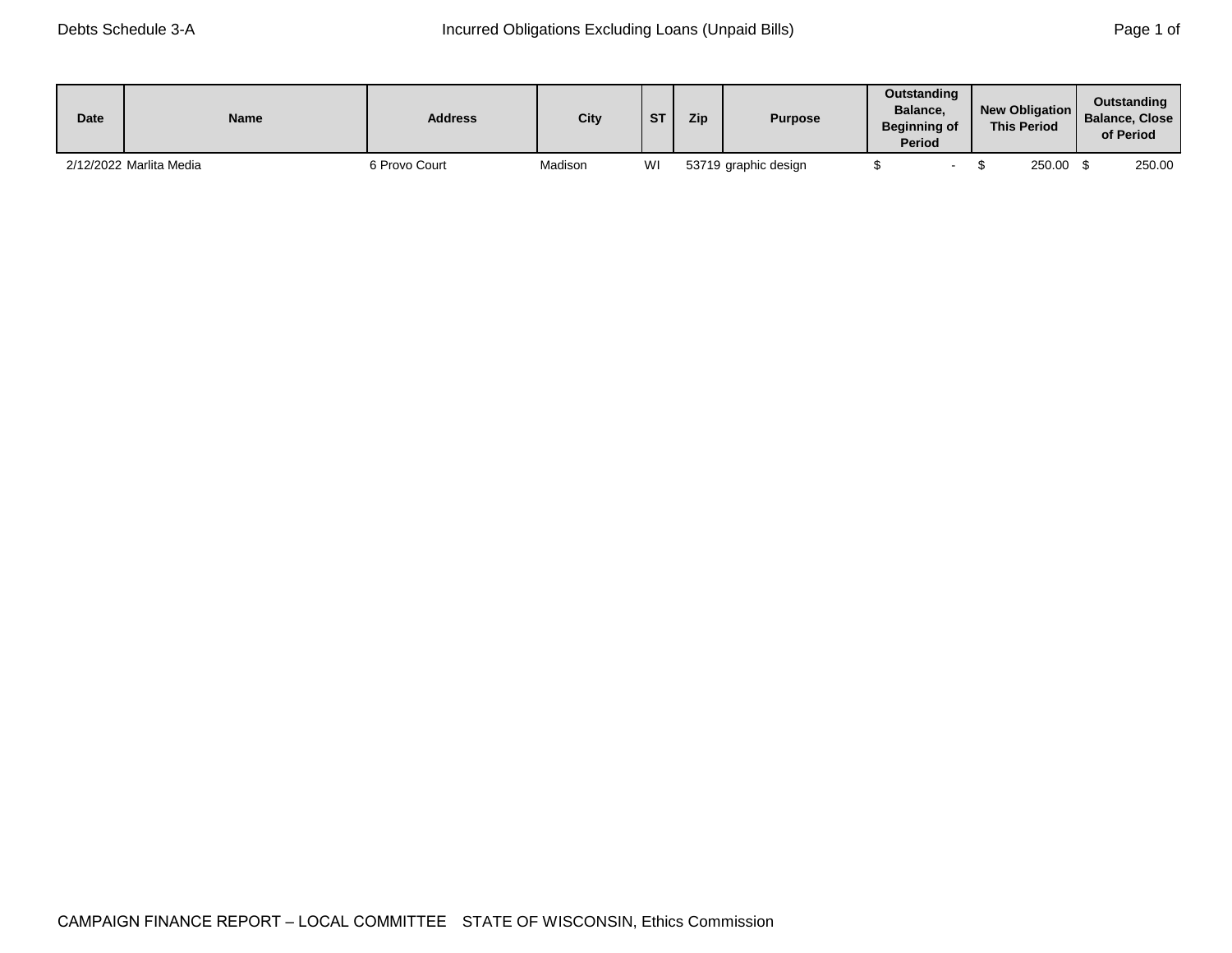Debts Schedule 3-A

# Incurred Obligations Excluding Loans (Unpaid Bills)

| Date | Name | Address | City | ST | Zip | Purpose | Outstanding Balance, Beginning of Period | New Obligation This Period | Outstanding Balance, Close of Period |
|---|---|---|---|---|---|---|---|---|---|
| 2/12/2022 | Marlita Media | 6 Provo Court | Madison | WI | 53719 | graphic design | $ - | $ 250.00 | $ 250.00 |

CAMPAIGN FINANCE REPORT – LOCAL COMMITTEE STATE OF WISCONSIN, Ethics Commission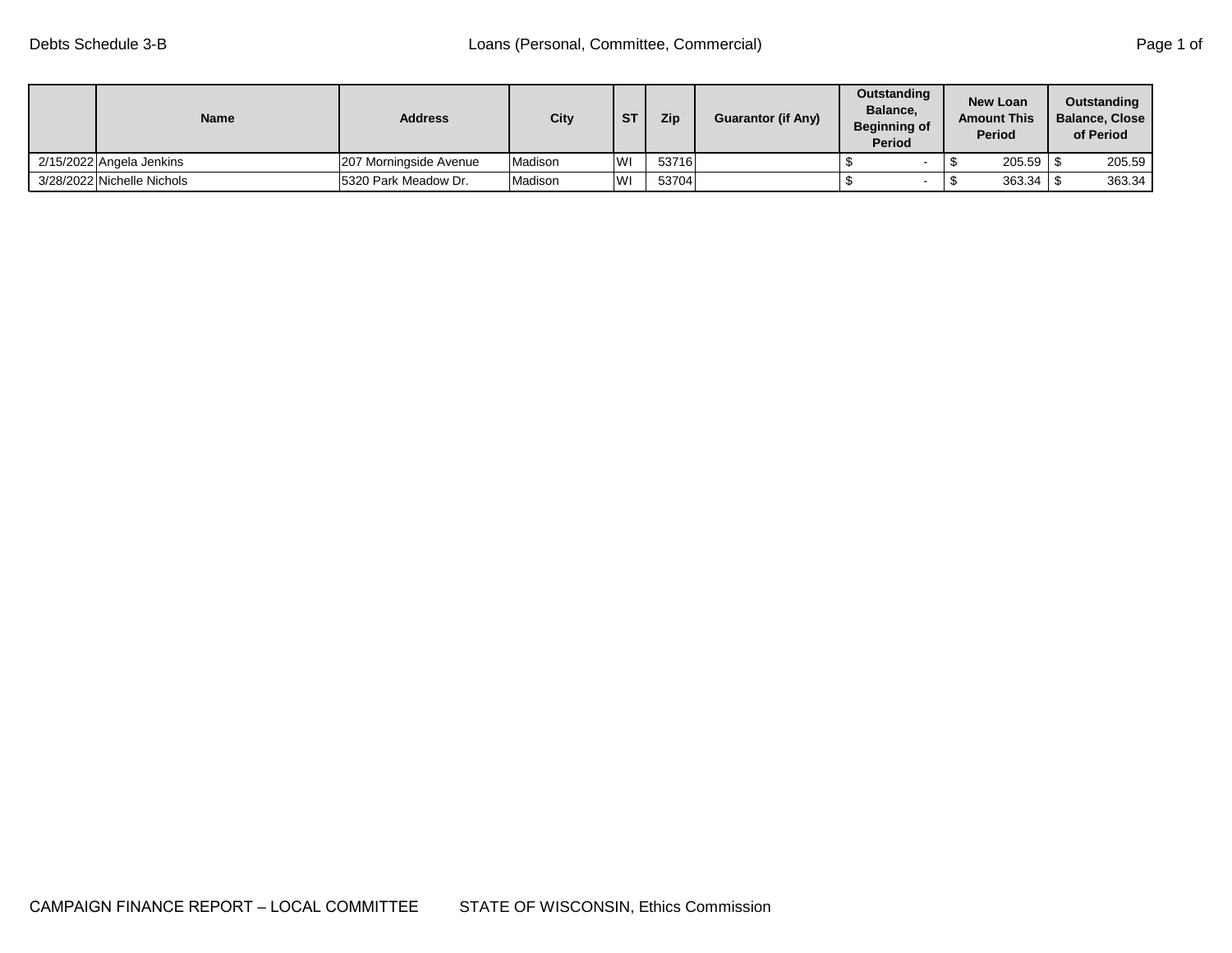Debts Schedule 3-B

Loans (Personal, Committee, Commercial)

| | Name | Address | City | ST | Zip | Guarantor (if Any) | Outstanding Balance, Beginning of Period | New Loan Amount This Period | Outstanding Balance, Close of Period |
|---|---|---|---|---|---|---|---|---|---|
| 2/15/2022 | Angela Jenkins | 207 Morningside Avenue | Madison | WI | 53716 | | $ - | $ 205.59 | $ 205.59 |
| 3/28/2022 | Nichelle Nichols | 5320 Park Meadow Dr. | Madison | WI | 53704 | | $ - | $ 363.34 | $ 363.34 |

CAMPAIGN FINANCE REPORT – LOCAL COMMITTEE STATE OF WISCONSIN, Ethics Commission